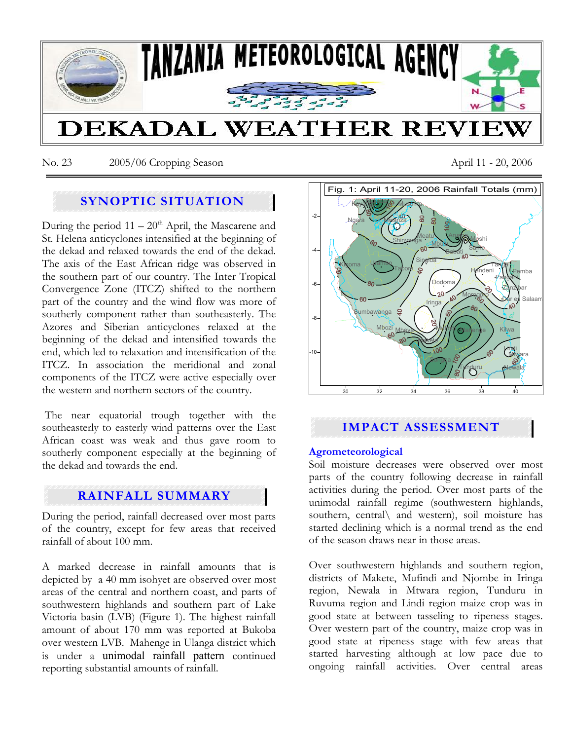# TANZANIA METEOROLOGICAL AGENCY

# DEKADAL WEATHER REVIEW

No. 23 2005/06 Cropping Season April 11 - 20, 2006

## SYNOPTIC SITUATION

During the period 11 – 20th April, the Mascarene and St. Helena anticyclones intensified at the beginning of the dekad and relaxed towards the end of the dekad. The axis of the East African ridge was observed in the southern part of our country. The Inter Tropical Convergence Zone (ITCZ) shifted to the northern part of the country and the wind flow was more of southerly component rather than southeasterly. The Azores and Siberian anticyclones relaxed at the beginning of the dekad and intensified towards the end, which led to relaxation and intensification of the ITCZ. In association the meridional and zonal components of the ITCZ were active especially over the western and northern sectors of the country.

The near equatorial trough together with the southeasterly to easterly wind patterns over the East African coast was weak and thus gave room to southerly component especially at the beginning of the dekad and towards the end.

## RAINFALL SUMMARY

During the period, rainfall decreased over most parts of the country, except for few areas that received rainfall of about 100 mm.

A marked decrease in rainfall amounts that is depicted by a 40 mm isohyet are observed over most areas of the central and northern coast, and parts of southwestern highlands and southern part of Lake Victoria basin (LVB) (Figure 1). The highest rainfall amount of about 170 mm was reported at Bukoba over western LVB. Mahenge in Ulanga district which is under a unimodal rainfall pattern continued reporting substantial amounts of rainfall.

Fig. 1: April 11-20, 2006 Rainfall Totals (mm)

## IMPACT ASSESSMENT

### Agrometeorological

Soil moisture decreases were observed over most parts of the country following decrease in rainfall activities during the period. Over most parts of the unimodal rainfall regime (southwestern highlands, southern, central\ and western), soil moisture has started declining which is a normal trend as the end of the season draws near in those areas.

Over southwestern highlands and southern region, districts of Makete, Mufindi and Njombe in Iringa region, Newala in Mtwara region, Tunduru in Ruvuma region and Lindi region maize crop was in good state at between tasseling to ripeness stages. Over western part of the country, maize crop was in good state at ripeness stage with few areas that started harvesting although at low pace due to ongoing rainfall activities. Over central areas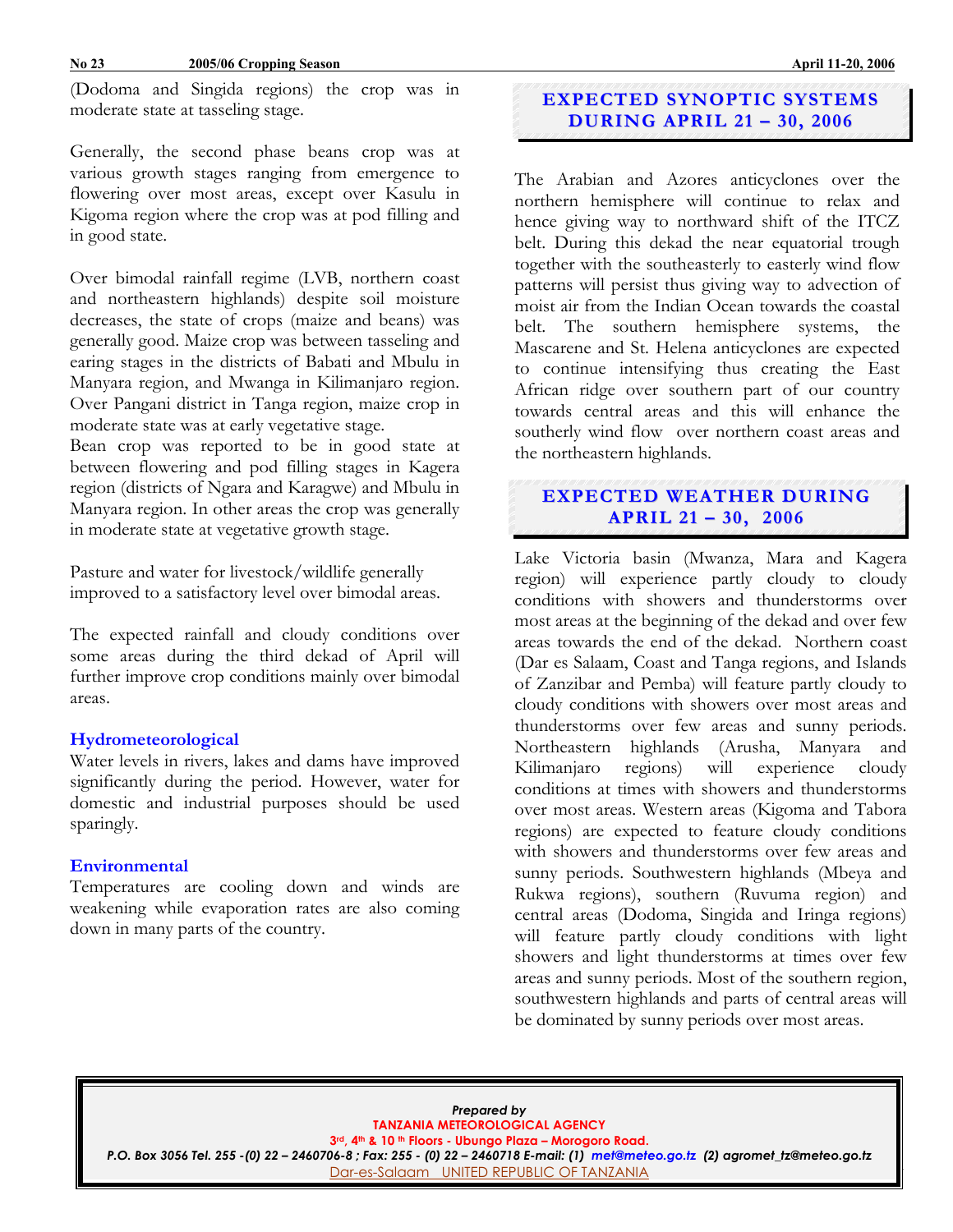(Dodoma and Singida regions) the crop was in moderate state at tasseling stage.

Generally, the second phase beans crop was at various growth stages ranging from emergence to flowering over most areas, except over Kasulu in Kigoma region where the crop was at pod filling and in good state.

Over bimodal rainfall regime (LVB, northern coast and northeastern highlands) despite soil moisture decreases, the state of crops (maize and beans) was generally good. Maize crop was between tasseling and earing stages in the districts of Babati and Mbulu in Manyara region, and Mwanga in Kilimanjaro region. Over Pangani district in Tanga region, maize crop in moderate state was at early vegetative stage.
Bean crop was reported to be in good state at between flowering and pod filling stages in Kagera region (districts of Ngara and Karagwe) and Mbulu in Manyara region. In other areas the crop was generally in moderate state at vegetative growth stage.

Pasture and water for livestock/wildlife generally improved to a satisfactory level over bimodal areas.

The expected rainfall and cloudy conditions over some areas during the third dekad of April will further improve crop conditions mainly over bimodal areas.

### Hydrometeorological

Water levels in rivers, lakes and dams have improved significantly during the period. However, water for domestic and industrial purposes should be used sparingly.

### Environmental

Temperatures are cooling down and winds are weakening while evaporation rates are also coming down in many parts of the country.

## EXPECTED SYNOPTIC SYSTEMS DURING APRIL 21 – 30, 2006

The Arabian and Azores anticyclones over the northern hemisphere will continue to relax and hence giving way to northward shift of the ITCZ belt. During this dekad the near equatorial trough together with the southeasterly to easterly wind flow patterns will persist thus giving way to advection of moist air from the Indian Ocean towards the coastal belt. The southern hemisphere systems, the Mascarene and St. Helena anticyclones are expected to continue intensifying thus creating the East African ridge over southern part of our country towards central areas and this will enhance the southerly wind flow over northern coast areas and the northeastern highlands.

## EXPECTED WEATHER DURING APRIL 21 – 30, 2006

Lake Victoria basin (Mwanza, Mara and Kagera region) will experience partly cloudy to cloudy conditions with showers and thunderstorms over most areas at the beginning of the dekad and over few areas towards the end of the dekad. Northern coast (Dar es Salaam, Coast and Tanga regions, and Islands of Zanzibar and Pemba) will feature partly cloudy to cloudy conditions with showers over most areas and thunderstorms over few areas and sunny periods. Northeastern highlands (Arusha, Manyara and Kilimanjaro regions) will experience cloudy conditions at times with showers and thunderstorms over most areas. Western areas (Kigoma and Tabora regions) are expected to feature cloudy conditions with showers and thunderstorms over few areas and sunny periods. Southwestern highlands (Mbeya and Rukwa regions), southern (Ruvuma region) and central areas (Dodoma, Singida and Iringa regions) will feature partly cloudy conditions with light showers and light thunderstorms at times over few areas and sunny periods. Most of the southern region, southwestern highlands and parts of central areas will be dominated by sunny periods over most areas.

*Prepared by*
**TANZANIA METEOROLOGICAL AGENCY**
**3rd, 4th & 10th Floors - Ubungo Plaza – Morogoro Road.**
*P.O. Box 3056 Tel. 255 -(0) 22 – 2460706-8 ; Fax: 255 - (0) 22 – 2460718 E-mail: (1) met@meteo.go.tz (2) agromet_tz@meteo.go.tz*
Dar-es-Salaam UNITED REPUBLIC OF TANZANIA